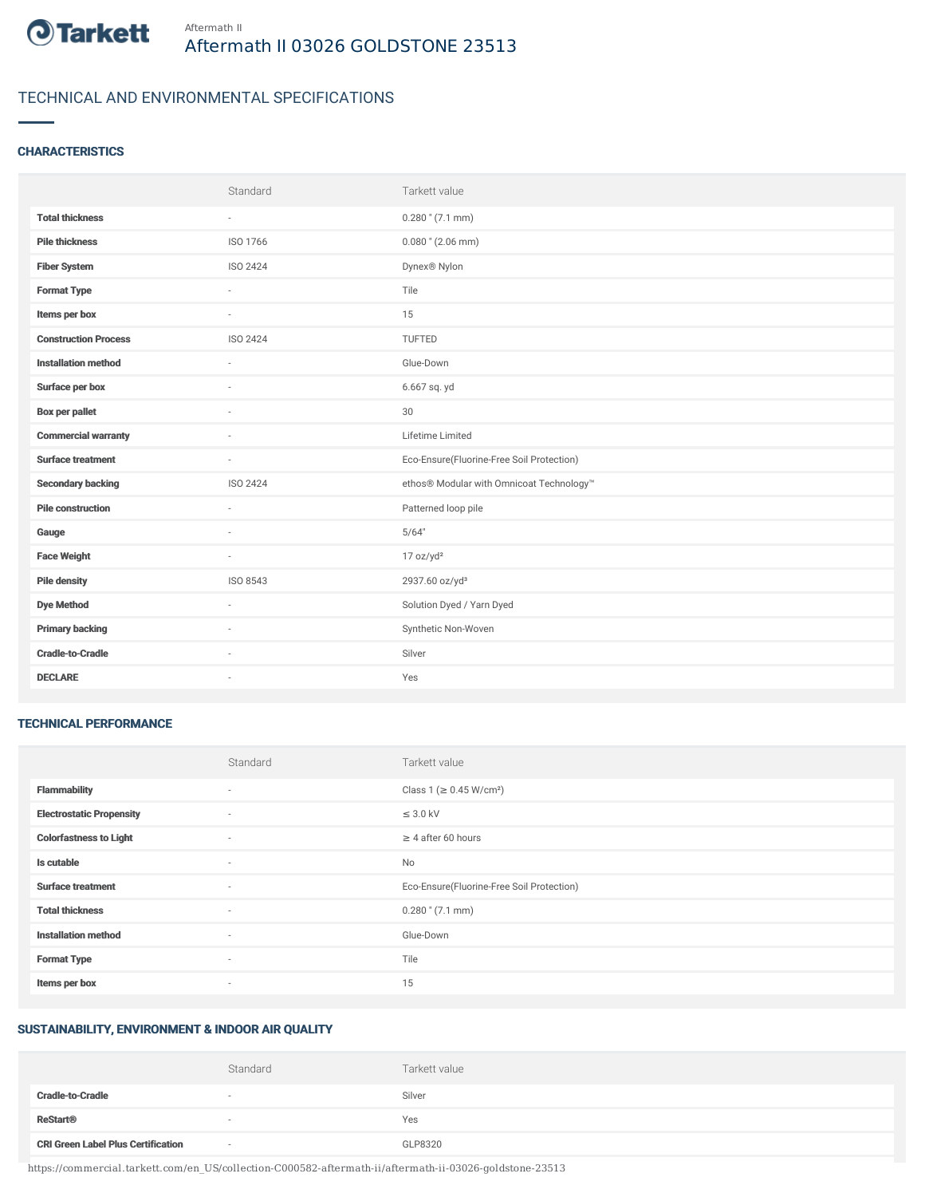Tarkett

Aftermath II

# Aftermath II 03026 GOLDSTONE 23513

## TECHNICAL AND ENVIRONMENTAL SPECIFICATIONS

### CHARACTERISTICS

| | Standard | Tarkett value |
|---|---|---|
| **Total thickness** | - | 0.280 " (7.1 mm) |
| **Pile thickness** | ISO 1766 | 0.080 " (2.06 mm) |
| **Fiber System** | ISO 2424 | Dynex® Nylon |
| **Format Type** | - | Tile |
| **Items per box** | - | 15 |
| **Construction Process** | ISO 2424 | TUFTED |
| **Installation method** | - | Glue-Down |
| **Surface per box** | - | 6.667 sq. yd |
| **Box per pallet** | - | 30 |
| **Commercial warranty** | - | Lifetime Limited |
| **Surface treatment** | - | Eco-Ensure(Fluorine-Free Soil Protection) |
| **Secondary backing** | ISO 2424 | ethos® Modular with Omnicoat Technology™ |
| **Pile construction** | - | Patterned loop pile |
| **Gauge** | - | 5/64" |
| **Face Weight** | - | 17 oz/yd² |
| **Pile density** | ISO 8543 | 2937.60 oz/yd³ |
| **Dye Method** | - | Solution Dyed / Yarn Dyed |
| **Primary backing** | - | Synthetic Non-Woven |
| **Cradle-to-Cradle** | - | Silver |
| **DECLARE** | - | Yes |

### TECHNICAL PERFORMANCE

| | Standard | Tarkett value |
|---|---|---|
| **Flammability** | - | Class 1 (≥ 0.45 W/cm²) |
| **Electrostatic Propensity** | - | ≤ 3.0 kV |
| **Colorfastness to Light** | - | ≥ 4 after 60 hours |
| **Is cutable** | - | No |
| **Surface treatment** | - | Eco-Ensure(Fluorine-Free Soil Protection) |
| **Total thickness** | - | 0.280 " (7.1 mm) |
| **Installation method** | - | Glue-Down |
| **Format Type** | - | Tile |
| **Items per box** | - | 15 |

### SUSTAINABILITY, ENVIRONMENT & INDOOR AIR QUALITY

| | Standard | Tarkett value |
|---|---|---|
| **Cradle-to-Cradle** | - | Silver |
| **ReStart®** | - | Yes |
| **CRI Green Label Plus Certification** | - | GLP8320 |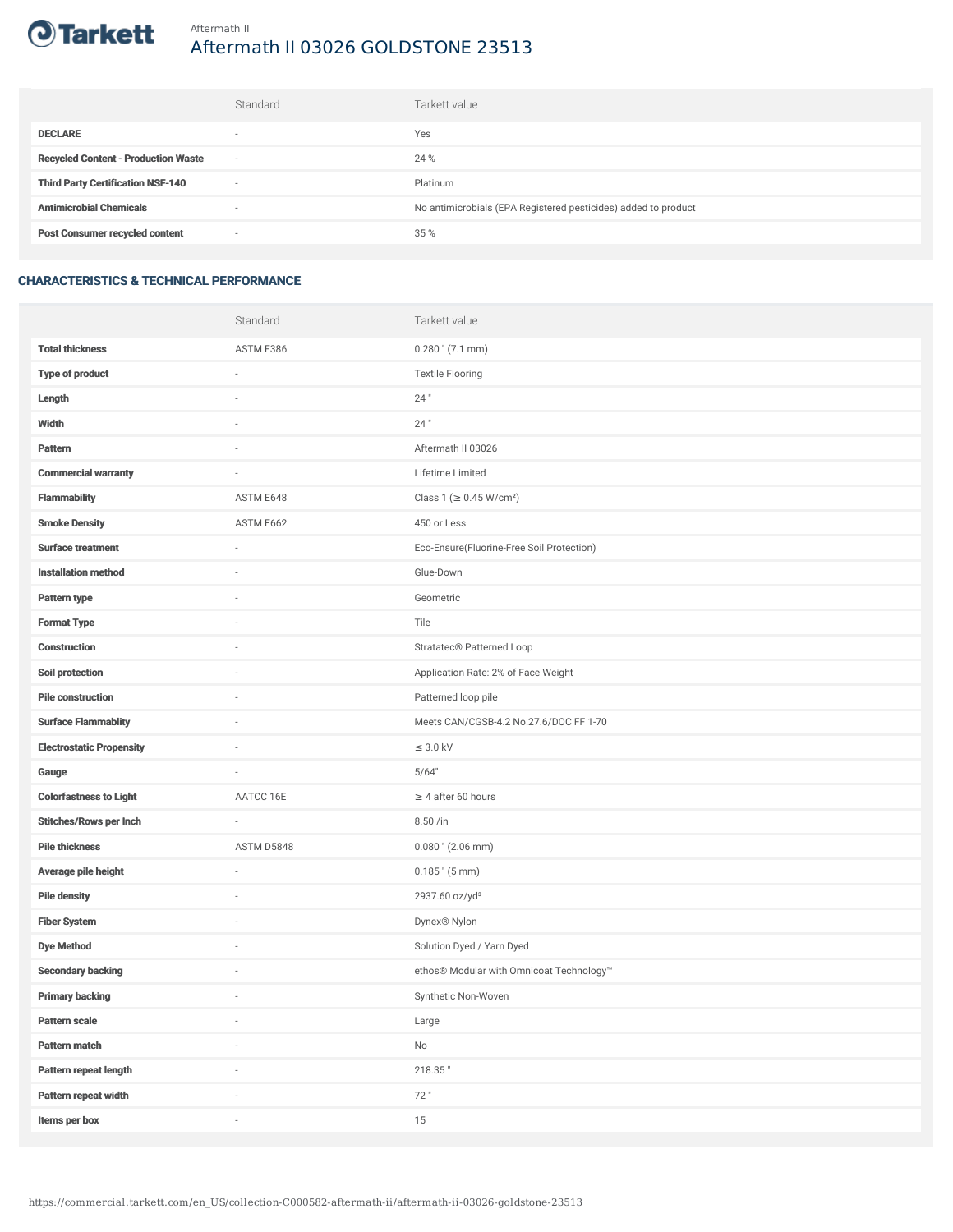Aftermath II

# Aftermath II 03026 GOLDSTONE 23513

| | Standard | Tarkett value |
|---|---|---|
| **DECLARE** | - | Yes |
| **Recycled Content - Production Waste** | - | 24 % |
| **Third Party Certification NSF-140** | - | Platinum |
| **Antimicrobial Chemicals** | - | No antimicrobials (EPA Registered pesticides) added to product |
| **Post Consumer recycled content** | - | 35 % |

## CHARACTERISTICS & TECHNICAL PERFORMANCE

| | Standard | Tarkett value |
|---|---|---|
| **Total thickness** | ASTM F386 | 0.280 " (7.1 mm) |
| **Type of product** | - | Textile Flooring |
| **Length** | - | 24 " |
| **Width** | - | 24 " |
| **Pattern** | - | Aftermath II 03026 |
| **Commercial warranty** | - | Lifetime Limited |
| **Flammability** | ASTM E648 | Class 1 (≥ 0.45 W/cm²) |
| **Smoke Density** | ASTM E662 | 450 or Less |
| **Surface treatment** | - | Eco-Ensure(Fluorine-Free Soil Protection) |
| **Installation method** | - | Glue-Down |
| **Pattern type** | - | Geometric |
| **Format Type** | - | Tile |
| **Construction** | - | Stratatec® Patterned Loop |
| **Soil protection** | - | Application Rate: 2% of Face Weight |
| **Pile construction** | - | Patterned loop pile |
| **Surface Flammablity** | - | Meets CAN/CGSB-4.2 No.27.6/DOC FF 1-70 |
| **Electrostatic Propensity** | - | ≤ 3.0 kV |
| **Gauge** | - | 5/64" |
| **Colorfastness to Light** | AATCC 16E | ≥ 4 after 60 hours |
| **Stitches/Rows per Inch** | - | 8.50 /in |
| **Pile thickness** | ASTM D5848 | 0.080 " (2.06 mm) |
| **Average pile height** | - | 0.185 " (5 mm) |
| **Pile density** | - | 2937.60 oz/yd³ |
| **Fiber System** | - | Dynex® Nylon |
| **Dye Method** | - | Solution Dyed / Yarn Dyed |
| **Secondary backing** | - | ethos® Modular with Omnicoat Technology™ |
| **Primary backing** | - | Synthetic Non-Woven |
| **Pattern scale** | - | Large |
| **Pattern match** | - | No |
| **Pattern repeat length** | - | 218.35 " |
| **Pattern repeat width** | - | 72 " |
| **Items per box** | - | 15 |